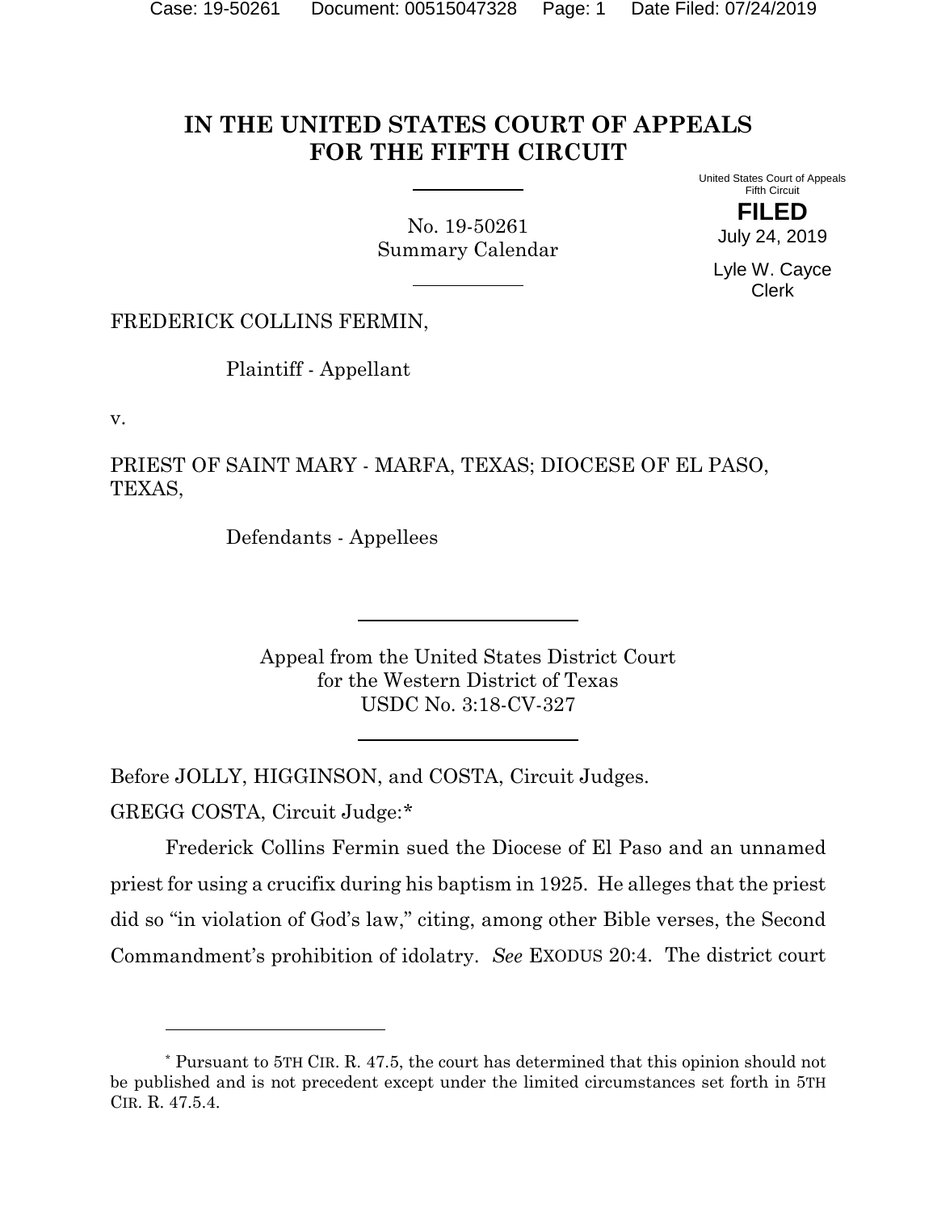# IN THE UNITED STATES COURT OF APPEALS FOR THE FIFTH CIRCUIT

No. 19-50261
Summary Calendar

United States Court of Appeals
Fifth Circuit

**FILED**
July 24, 2019

Lyle W. Cayce
Clerk

FREDERICK COLLINS FERMIN,

Plaintiff - Appellant

v.

PRIEST OF SAINT MARY - MARFA, TEXAS; DIOCESE OF EL PASO, TEXAS,

Defendants - Appellees

---

Appeal from the United States District Court
for the Western District of Texas
USDC No. 3:18-CV-327

---

Before JOLLY, HIGGINSON, and COSTA, Circuit Judges.

GREGG COSTA, Circuit Judge:*

Frederick Collins Fermin sued the Diocese of El Paso and an unnamed priest for using a crucifix during his baptism in 1925. He alleges that the priest did so "in violation of God's law," citing, among other Bible verses, the Second Commandment's prohibition of idolatry. *See* EXODUS 20:4. The district court

---

* Pursuant to 5TH CIR. R. 47.5, the court has determined that this opinion should not be published and is not precedent except under the limited circumstances set forth in 5TH CIR. R. 47.5.4.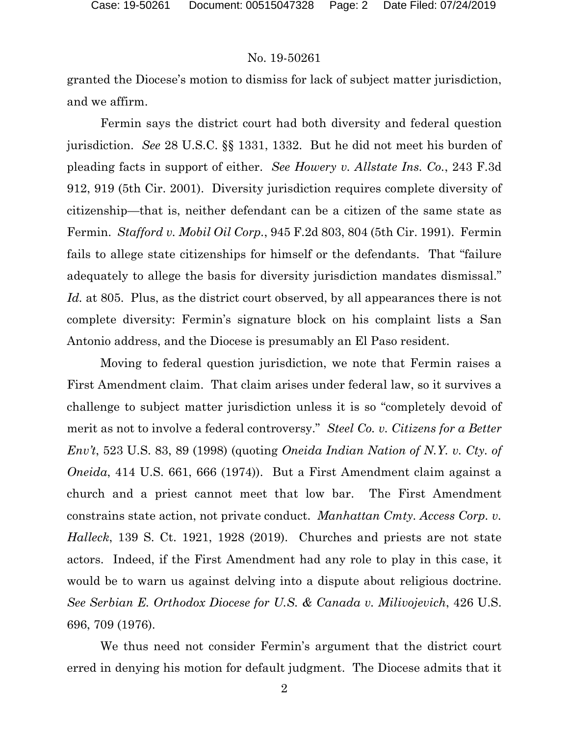granted the Diocese's motion to dismiss for lack of subject matter jurisdiction, and we affirm.

Fermin says the district court had both diversity and federal question jurisdiction. *See* 28 U.S.C. §§ 1331, 1332. But he did not meet his burden of pleading facts in support of either. *See Howery v. Allstate Ins. Co.*, 243 F.3d 912, 919 (5th Cir. 2001). Diversity jurisdiction requires complete diversity of citizenship—that is, neither defendant can be a citizen of the same state as Fermin. *Stafford v. Mobil Oil Corp.*, 945 F.2d 803, 804 (5th Cir. 1991). Fermin fails to allege state citizenships for himself or the defendants. That "failure adequately to allege the basis for diversity jurisdiction mandates dismissal." *Id.* at 805. Plus, as the district court observed, by all appearances there is not complete diversity: Fermin's signature block on his complaint lists a San Antonio address, and the Diocese is presumably an El Paso resident.

Moving to federal question jurisdiction, we note that Fermin raises a First Amendment claim. That claim arises under federal law, so it survives a challenge to subject matter jurisdiction unless it is so "completely devoid of merit as not to involve a federal controversy." *Steel Co. v. Citizens for a Better Env't*, 523 U.S. 83, 89 (1998) (quoting *Oneida Indian Nation of N.Y. v. Cty. of Oneida*, 414 U.S. 661, 666 (1974)). But a First Amendment claim against a church and a priest cannot meet that low bar. The First Amendment constrains state action, not private conduct. *Manhattan Cmty. Access Corp. v. Halleck*, 139 S. Ct. 1921, 1928 (2019). Churches and priests are not state actors. Indeed, if the First Amendment had any role to play in this case, it would be to warn us against delving into a dispute about religious doctrine. *See Serbian E. Orthodox Diocese for U.S. & Canada v. Milivojevich*, 426 U.S. 696, 709 (1976).

We thus need not consider Fermin's argument that the district court erred in denying his motion for default judgment. The Diocese admits that it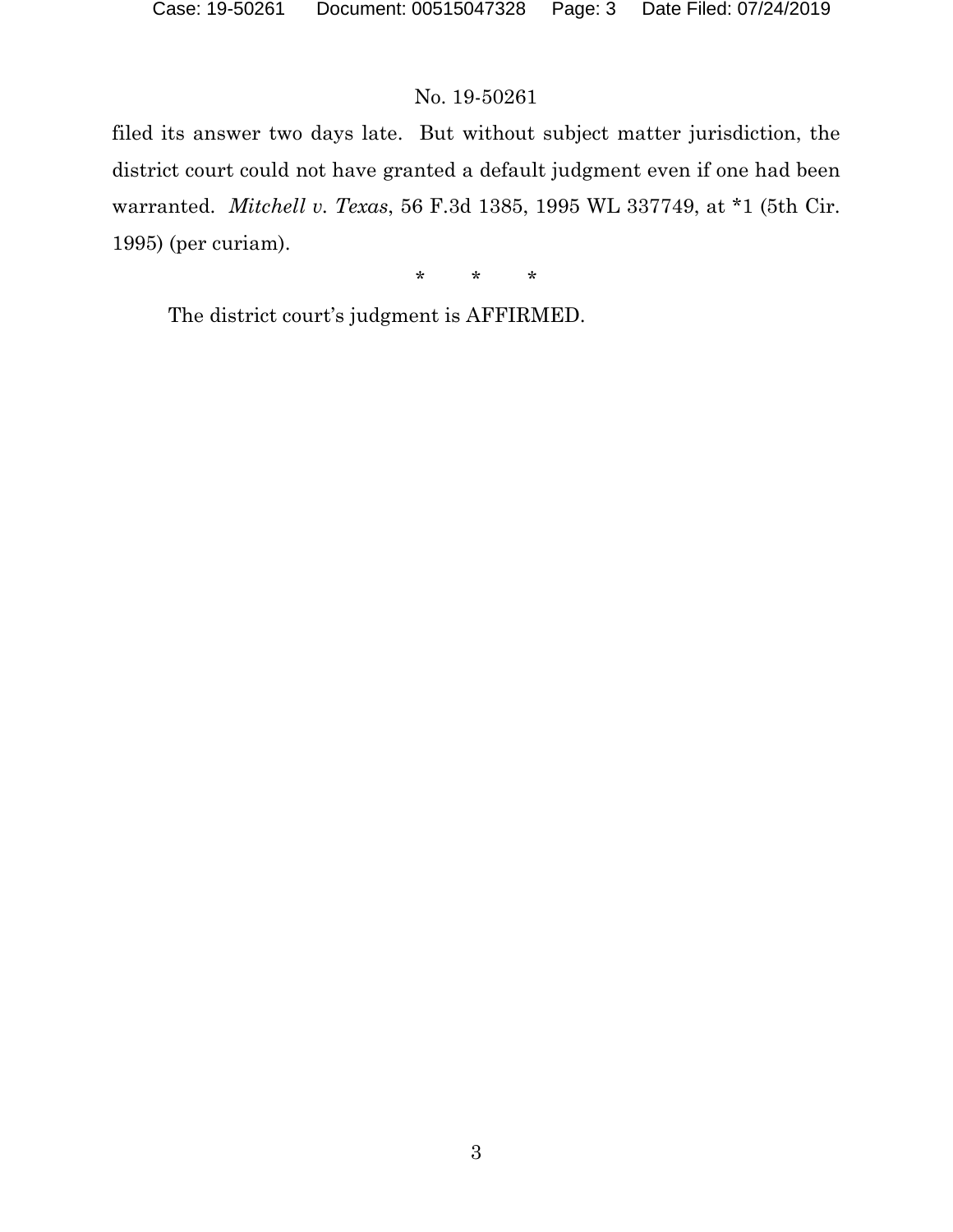filed its answer two days late. But without subject matter jurisdiction, the district court could not have granted a default judgment even if one had been warranted. *Mitchell v. Texas*, 56 F.3d 1385, 1995 WL 337749, at *1 (5th Cir. 1995) (per curiam).

\*        \*        \*

The district court's judgment is AFFIRMED.